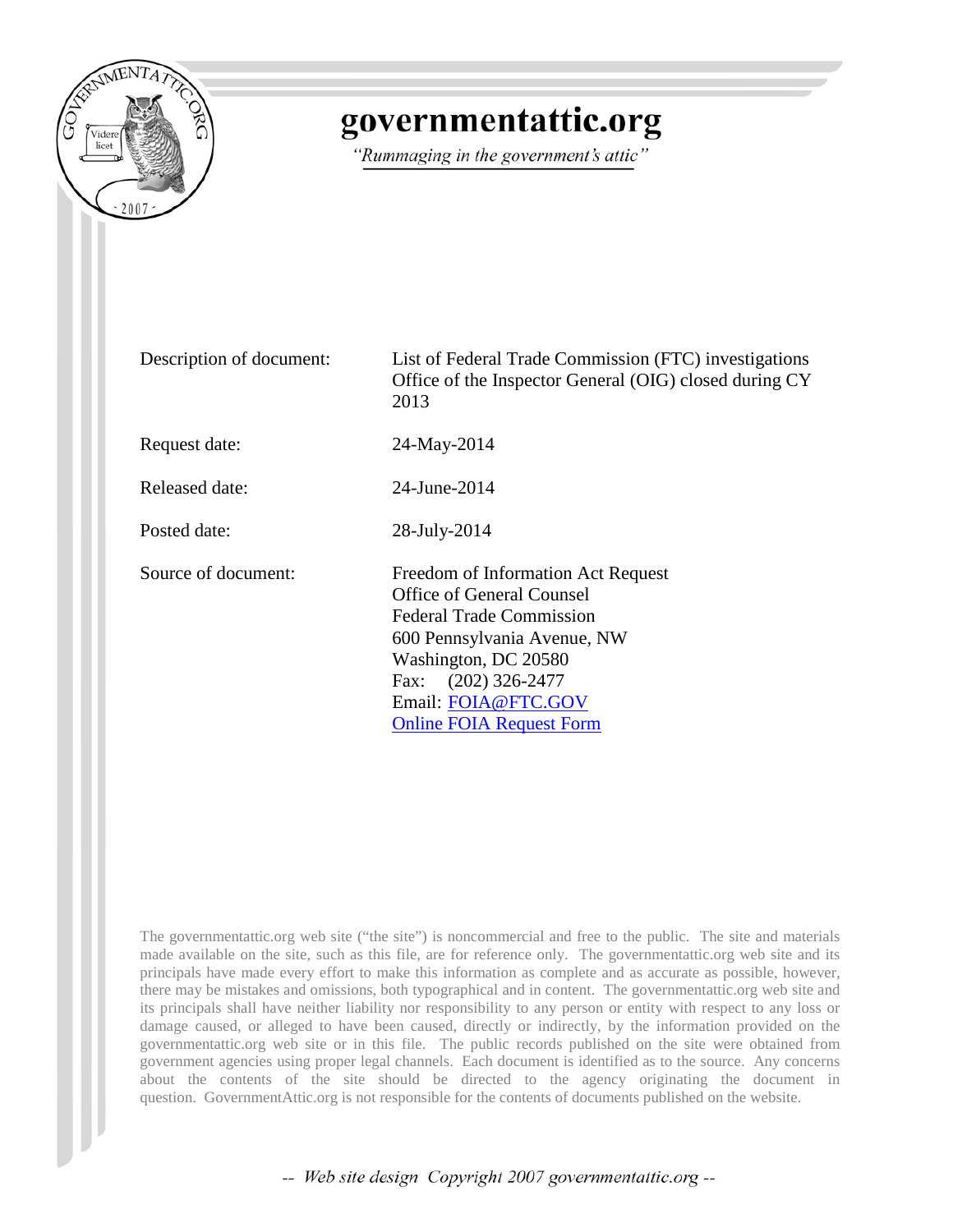# governmentattic.org

*"Rummaging in the government's attic"*

| | |
|---|---|
| Description of document: | List of Federal Trade Commission (FTC) investigations Office of the Inspector General (OIG) closed during CY 2013 |
| Request date: | 24-May-2014 |
| Released date: | 24-June-2014 |
| Posted date: | 28-July-2014 |
| Source of document: | Freedom of Information Act Request<br>Office of General Counsel<br>Federal Trade Commission<br>600 Pennsylvania Avenue, NW<br>Washington, DC 20580<br>Fax: (202) 326-2477<br>Email: FOIA@FTC.GOV<br>Online FOIA Request Form |

The governmentattic.org web site ("the site") is noncommercial and free to the public. The site and materials made available on the site, such as this file, are for reference only. The governmentattic.org web site and its principals have made every effort to make this information as complete and as accurate as possible, however, there may be mistakes and omissions, both typographical and in content. The governmentattic.org web site and its principals shall have neither liability nor responsibility to any person or entity with respect to any loss or damage caused, or alleged to have been caused, directly or indirectly, by the information provided on the governmentattic.org web site or in this file. The public records published on the site were obtained from government agencies using proper legal channels. Each document is identified as to the source. Any concerns about the contents of the site should be directed to the agency originating the document in question. GovernmentAttic.org is not responsible for the contents of documents published on the website.

-- Web site design Copyright 2007 governmentattic.org --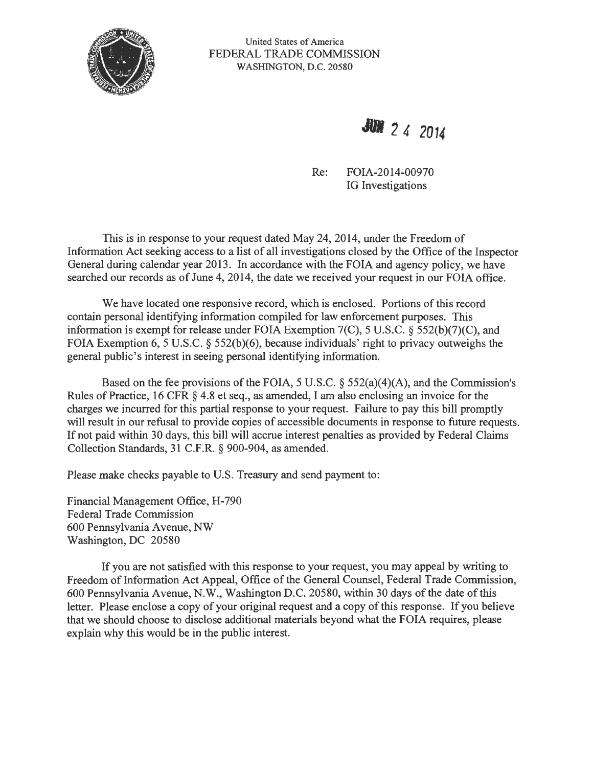United States of America
FEDERAL TRADE COMMISSION
WASHINGTON, D.C. 20580

JUN 24 2014

Re: FOIA-2014-00970
IG Investigations

This is in response to your request dated May 24, 2014, under the Freedom of Information Act seeking access to a list of all investigations closed by the Office of the Inspector General during calendar year 2013. In accordance with the FOIA and agency policy, we have searched our records as of June 4, 2014, the date we received your request in our FOIA office.

We have located one responsive record, which is enclosed. Portions of this record contain personal identifying information compiled for law enforcement purposes. This information is exempt for release under FOIA Exemption 7(C), 5 U.S.C. § 552(b)(7)(C), and FOIA Exemption 6, 5 U.S.C. § 552(b)(6), because individuals' right to privacy outweighs the general public's interest in seeing personal identifying information.

Based on the fee provisions of the FOIA, 5 U.S.C. § 552(a)(4)(A), and the Commission's Rules of Practice, 16 CFR § 4.8 et seq., as amended, I am also enclosing an invoice for the charges we incurred for this partial response to your request. Failure to pay this bill promptly will result in our refusal to provide copies of accessible documents in response to future requests. If not paid within 30 days, this bill will accrue interest penalties as provided by Federal Claims Collection Standards, 31 C.F.R. § 900-904, as amended.

Please make checks payable to U.S. Treasury and send payment to:

Financial Management Office, H-790
Federal Trade Commission
600 Pennsylvania Avenue, NW
Washington, DC 20580

If you are not satisfied with this response to your request, you may appeal by writing to Freedom of Information Act Appeal, Office of the General Counsel, Federal Trade Commission, 600 Pennsylvania Avenue, N.W., Washington D.C. 20580, within 30 days of the date of this letter. Please enclose a copy of your original request and a copy of this response. If you believe that we should choose to disclose additional materials beyond what the FOIA requires, please explain why this would be in the public interest.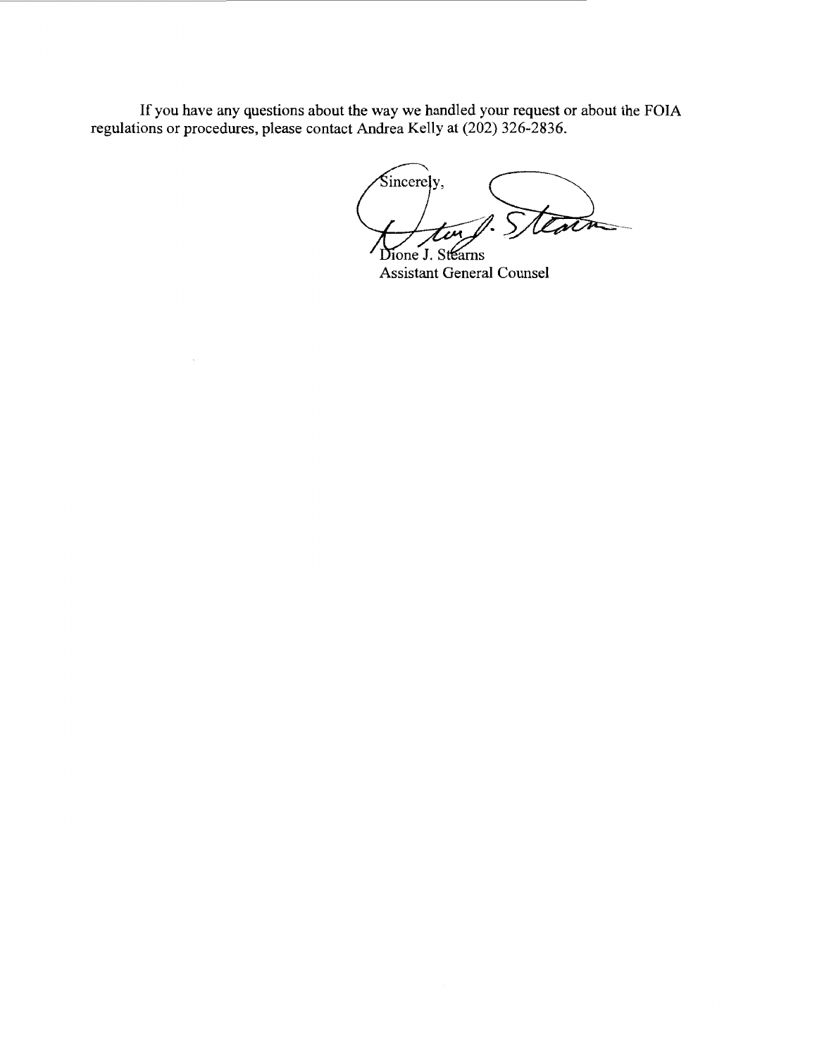If you have any questions about the way we handled your request or about the FOIA regulations or procedures, please contact Andrea Kelly at (202) 326-2836.

Sincerely,

Dione J. Stearns
Assistant General Counsel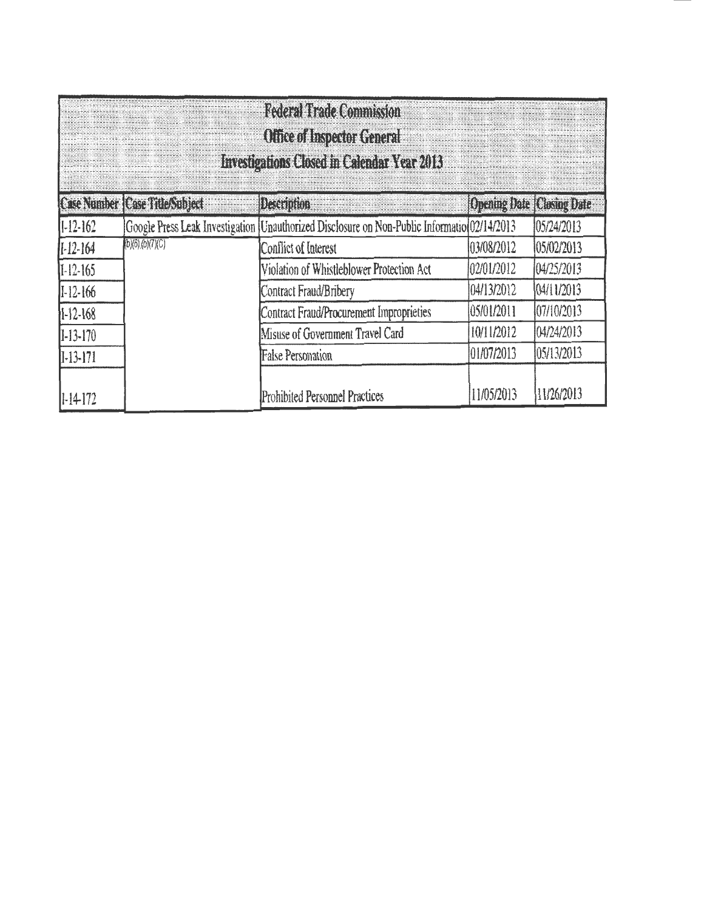# Federal Trade Commission
## Office of Inspector General
### Investigations Closed in Calendar Year 2013

| Case Number | Case Title/Subject | Description | Opening Date | Closing Date |
|---|---|---|---|---|
| I-12-162 | Google Press Leak Investigation | Unauthorized Disclosure on Non-Public Informatio | 02/14/2013 | 05/24/2013 |
| I-12-164 | (b)(6),(b)(7)(C) | Conflict of Interest | 03/08/2012 | 05/02/2013 |
| I-12-165 | | Violation of Whistleblower Protection Act | 02/01/2012 | 04/25/2013 |
| I-12-166 | | Contract Fraud/Bribery | 04/13/2012 | 04/11/2013 |
| I-12-168 | | Contract Fraud/Procurement Improprieties | 05/01/2011 | 07/10/2013 |
| I-13-170 | | Misuse of Government Travel Card | 10/11/2012 | 04/24/2013 |
| I-13-171 | | False Personation | 01/07/2013 | 05/13/2013 |
| I-14-172 | | Prohibited Personnel Practices | 11/05/2013 | 11/26/2013 |